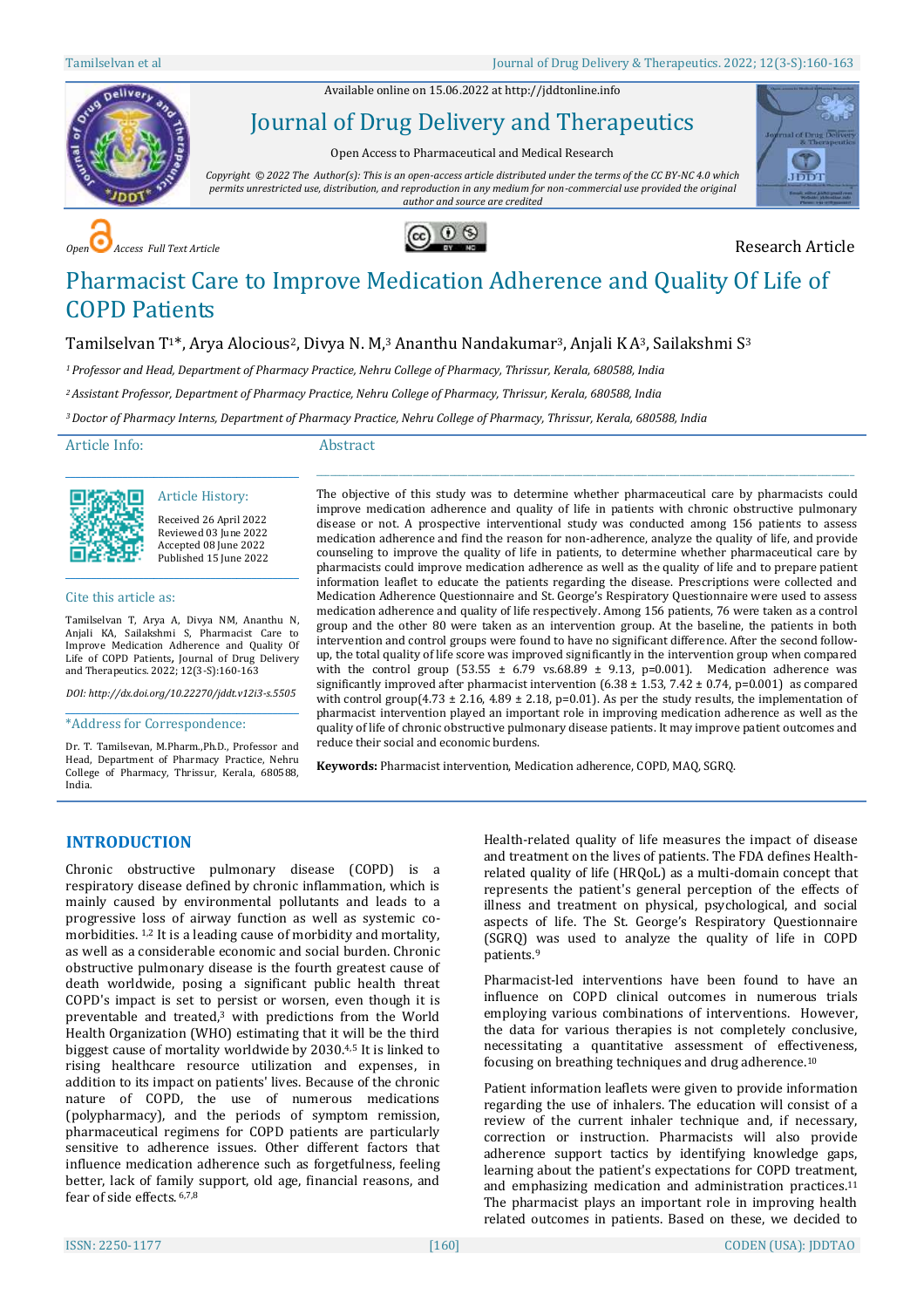Available online on 15.06.2022 at http://jddtonline.info

# Journal of Drug Delivery and Therapeutics

Open Access to Pharmaceutical and Medical Research

*Copyright © 2022 The Author(s): This is an open-access article distributed under the terms of the CC BY-NC 4.0 which permits unrestricted use, distribution, and reproduction in any medium for non-commercial use provided the original author and source are credited*

*Open Access Full Text Article*

Research Article

# Pharmacist Care to Improve Medication Adherence and Quality Of Life of COPD Patients

Tamilselvan T[1]*, Arya Alocious[2], Divya N. M,[3] Ananthu Nandakumar[3], Anjali K A[3], Sailakshmi S[3]

[1] *Professor and Head, Department of Pharmacy Practice, Nehru College of Pharmacy, Thrissur, Kerala, 680588, India*

[2] *Assistant Professor, Department of Pharmacy Practice, Nehru College of Pharmacy, Thrissur, Kerala, 680588, India*

[3] *Doctor of Pharmacy Interns, Department of Pharmacy Practice, Nehru College of Pharmacy, Thrissur, Kerala, 680588, India*

## Article Info:

**Article History:**

Received 26 April 2022
Reviewed 03 June 2022
Accepted 08 June 2022
Published 15 June 2022

**Cite this article as:**

Tamilselvan T, Arya A, Divya NM, Ananthu N, Anjali KA, Sailakshmi S, Pharmacist Care to Improve Medication Adherence and Quality Of Life of COPD Patients, Journal of Drug Delivery and Therapeutics. 2022; 12(3-S):160-163

*DOI: http://dx.doi.org/10.22270/jddt.v12i3-s.5505*

**\*Address for Correspondence:**

Dr. T. Tamilsevan, M.Pharm.,Ph.D., Professor and Head, Department of Pharmacy Practice, Nehru College of Pharmacy, Thrissur, Kerala, 680588, India.

## Abstract

The objective of this study was to determine whether pharmaceutical care by pharmacists could improve medication adherence and quality of life in patients with chronic obstructive pulmonary disease or not. A prospective interventional study was conducted among 156 patients to assess medication adherence and find the reason for non-adherence, analyze the quality of life, and provide counseling to improve the quality of life in patients, to determine whether pharmaceutical care by pharmacists could improve medication adherence as well as the quality of life and to prepare patient information leaflet to educate the patients regarding the disease. Prescriptions were collected and Medication Adherence Questionnaire and St. George's Respiratory Questionnaire were used to assess medication adherence and quality of life respectively. Among 156 patients, 76 were taken as a control group and the other 80 were taken as an intervention group. At the baseline, the patients in both intervention and control groups were found to have no significant difference. After the second follow-up, the total quality of life score was improved significantly in the intervention group when compared with the control group (53.55 ± 6.79 vs.68.89 ± 9.13, $p=0.001$). Medication adherence was significantly improved after pharmacist intervention (6.38 ± 1.53, 7.42 ± 0.74, $p=0.001$) as compared with control group(4.73 ± 2.16, 4.89 ± 2.18, $p=0.01$). As per the study results, the implementation of pharmacist intervention played an important role in improving medication adherence as well as the quality of life of chronic obstructive pulmonary disease patients. It may improve patient outcomes and reduce their social and economic burdens.

**Keywords:** Pharmacist intervention, Medication adherence, COPD, MAQ, SGRQ.

## INTRODUCTION

Chronic obstructive pulmonary disease (COPD) is a respiratory disease defined by chronic inflammation, which is mainly caused by environmental pollutants and leads to a progressive loss of airway function as well as systemic co-morbidities. [1,2] It is a leading cause of morbidity and mortality, as well as a considerable economic and social burden. Chronic obstructive pulmonary disease is the fourth greatest cause of death worldwide, posing a significant public health threat COPD's impact is set to persist or worsen, even though it is preventable and treated,[3] with predictions from the World Health Organization (WHO) estimating that it will be the third biggest cause of mortality worldwide by 2030.[4,5] It is linked to rising healthcare resource utilization and expenses, in addition to its impact on patients' lives. Because of the chronic nature of COPD, the use of numerous medications (polypharmacy), and the periods of symptom remission, pharmaceutical regimens for COPD patients are particularly sensitive to adherence issues. Other different factors that influence medication adherence such as forgetfulness, feeling better, lack of family support, old age, financial reasons, and fear of side effects. [6,7,8]

Health-related quality of life measures the impact of disease and treatment on the lives of patients. The FDA defines Health-related quality of life (HRQoL) as a multi-domain concept that represents the patient's general perception of the effects of illness and treatment on physical, psychological, and social aspects of life. The St. George's Respiratory Questionnaire (SGRQ) was used to analyze the quality of life in COPD patients.[9]

Pharmacist-led interventions have been found to have an influence on COPD clinical outcomes in numerous trials employing various combinations of interventions. However, the data for various therapies is not completely conclusive, necessitating a quantitative assessment of effectiveness, focusing on breathing techniques and drug adherence.[10]

Patient information leaflets were given to provide information regarding the use of inhalers. The education will consist of a review of the current inhaler technique and, if necessary, correction or instruction. Pharmacists will also provide adherence support tactics by identifying knowledge gaps, learning about the patient's expectations for COPD treatment, and emphasizing medication and administration practices.[11] The pharmacist plays an important role in improving health related outcomes in patients. Based on these, we decided to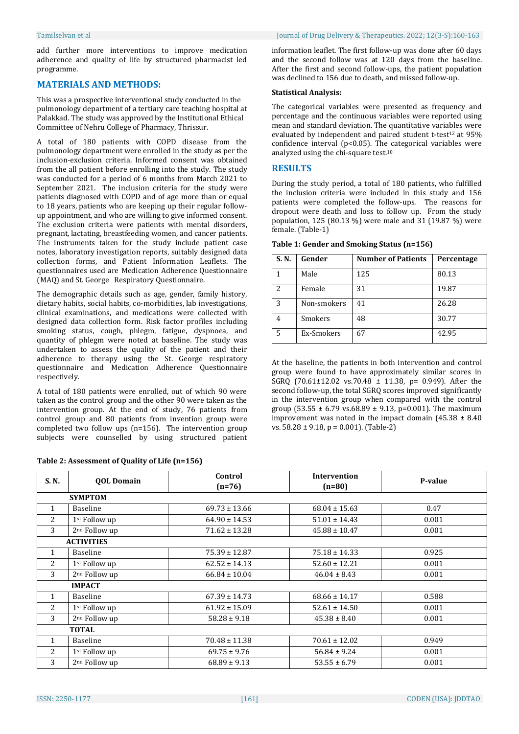add further more interventions to improve medication adherence and quality of life by structured pharmacist led programme.

## MATERIALS AND METHODS:

This was a prospective interventional study conducted in the pulmonology department of a tertiary care teaching hospital at Palakkad. The study was approved by the Institutional Ethical Committee of Nehru College of Pharmacy, Thrissur.

A total of 180 patients with COPD disease from the pulmonology department were enrolled in the study as per the inclusion-exclusion criteria. Informed consent was obtained from the all patient before enrolling into the study. The study was conducted for a period of 6 months from March 2021 to September 2021. The inclusion criteria for the study were patients diagnosed with COPD and of age more than or equal to 18 years, patients who are keeping up their regular follow-up appointment, and who are willing to give informed consent. The exclusion criteria were patients with mental disorders, pregnant, lactating, breastfeeding women, and cancer patients. The instruments taken for the study include patient case notes, laboratory investigation reports, suitably designed data collection forms, and Patient Information Leaflets. The questionnaires used are Medication Adherence Questionnaire (MAQ) and St. George Respiratory Questionnaire.

The demographic details such as age, gender, family history, dietary habits, social habits, co-morbidities, lab investigations, clinical examinations, and medications were collected with designed data collection form. Risk factor profiles including smoking status, cough, phlegm, fatigue, dyspnoea, and quantity of phlegm were noted at baseline. The study was undertaken to assess the quality of the patient and their adherence to therapy using the St. George respiratory questionnaire and Medication Adherence Questionnaire respectively.

A total of 180 patients were enrolled, out of which 90 were taken as the control group and the other 90 were taken as the intervention group. At the end of study, 76 patients from control group and 80 patients from invention group were completed two follow ups (n=156). The intervention group subjects were counselled by using structured patient information leaflet. The first follow-up was done after 60 days and the second follow was at 120 days from the baseline. After the first and second follow-ups, the patient population was declined to 156 due to death, and missed follow-up.

**Statistical Analysis:**

The categorical variables were presented as frequency and percentage and the continuous variables were reported using mean and standard deviation. The quantitative variables were evaluated by independent and paired student t-test[12] at 95% confidence interval ($p<0.05$). The categorical variables were analyzed using the chi-square test.[10]

## RESULTS

During the study period, a total of 180 patients, who fulfilled the inclusion criteria were included in this study and 156 patients were completed the follow-ups. The reasons for dropout were death and loss to follow up. From the study population, 125 (80.13 %) were male and 31 (19.87 %) were female. (Table-1)

**Table 1: Gender and Smoking Status (n=156)**

| S. N. | Gender | Number of Patients | Percentage |
|---|---|---|---|
| 1 | Male | 125 | 80.13 |
| 2 | Female | 31 | 19.87 |
| 3 | Non-smokers | 41 | 26.28 |
| 4 | Smokers | 48 | 30.77 |
| 5 | Ex-Smokers | 67 | 42.95 |

At the baseline, the patients in both intervention and control group were found to have approximately similar scores in SGRQ (70.61±12.02 vs.70.48 ± 11.38, p= 0.949). After the second follow-up, the total SGRQ scores improved significantly in the intervention group when compared with the control group (53.55 ± 6.79 vs.68.89 ± 9.13, p=0.001). The maximum improvement was noted in the impact domain (45.38 ± 8.40 vs. 58.28 ± 9.18, p = 0.001). (Table-2)

**Table 2: Assessment of Quality of Life (n=156)**

| S. N. | QOL Domain | Control (n=76) | Intervention (n=80) | P-value |
|---|---|---|---|---|
| | **SYMPTOM** | | | |
| 1 | Baseline | 69.73 ± 13.66 | 68.04 ± 15.63 | 0.47 |
| 2 | 1st Follow up | 64.90 ± 14.53 | 51.01 ± 14.43 | 0.001 |
| 3 | 2nd Follow up | 71.62 ± 13.28 | 45.88 ± 10.47 | 0.001 |
| | **ACTIVITIES** | | | |
| 1 | Baseline | 75.39 ± 12.87 | 75.18 ± 14.33 | 0.925 |
| 2 | 1st Follow up | 62.52 ± 14.13 | 52.60 ± 12.21 | 0.001 |
| 3 | 2nd Follow up | 66.84 ± 10.04 | 46.04 ± 8.43 | 0.001 |
| | **IMPACT** | | | |
| 1 | Baseline | 67.39 ± 14.73 | 68.66 ± 14.17 | 0.588 |
| 2 | 1st Follow up | 61.92 ± 15.09 | 52.61 ± 14.50 | 0.001 |
| 3 | 2nd Follow up | 58.28 ± 9.18 | 45.38 ± 8.40 | 0.001 |
| | **TOTAL** | | | |
| 1 | Baseline | 70.48 ± 11.38 | 70.61 ± 12.02 | 0.949 |
| 2 | 1st Follow up | 69.75 ± 9.76 | 56.84 ± 9.24 | 0.001 |
| 3 | 2nd Follow up | 68.89 ± 9.13 | 53.55 ± 6.79 | 0.001 |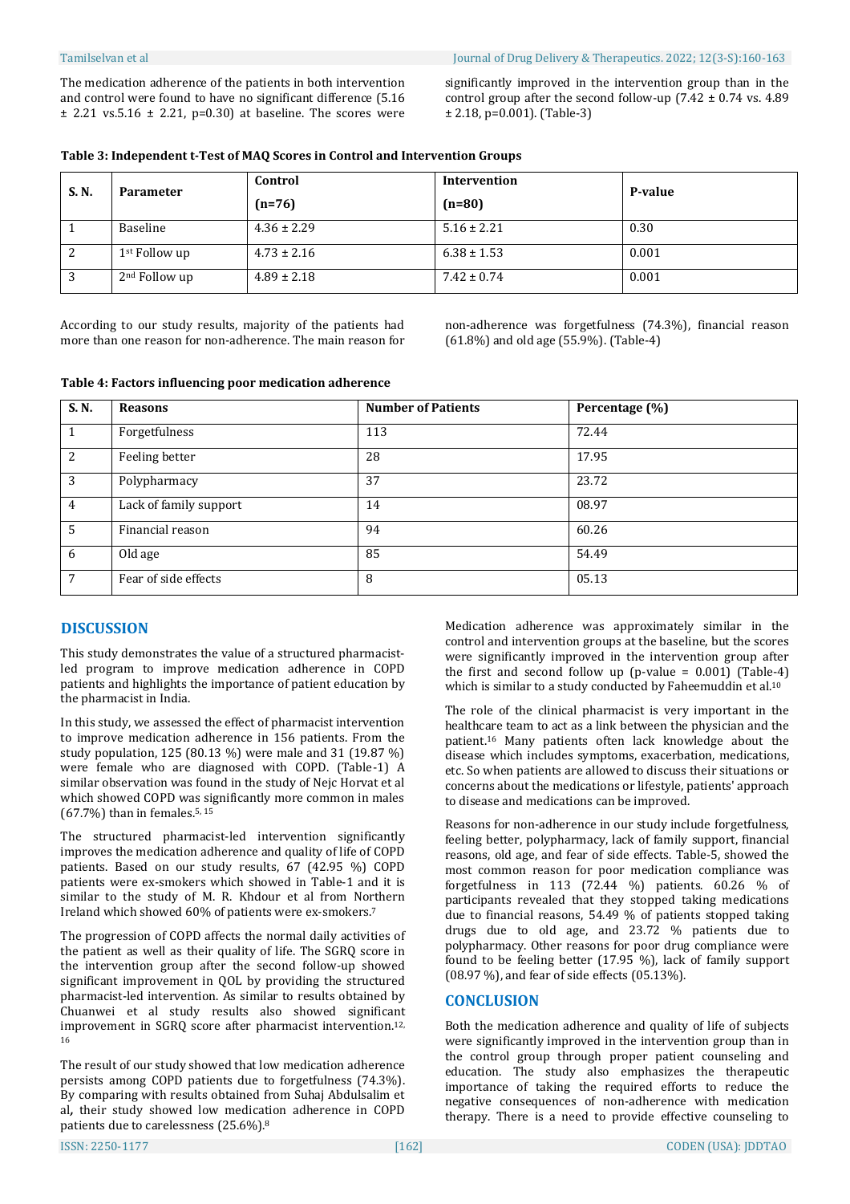The medication adherence of the patients in both intervention and control were found to have no significant difference (5.16 ± 2.21 vs.5.16 ± 2.21, p=0.30) at baseline. The scores were significantly improved in the intervention group than in the control group after the second follow-up (7.42 ± 0.74 vs. 4.89 ± 2.18, p=0.001). (Table-3)

**Table 3: Independent t-Test of MAQ Scores in Control and Intervention Groups**

| S. N. | Parameter | Control (n=76) | Intervention (n=80) | P-value |
|---|---|---|---|---|
| 1 | Baseline | 4.36 ± 2.29 | 5.16 ± 2.21 | 0.30 |
| 2 | 1st Follow up | 4.73 ± 2.16 | 6.38 ± 1.53 | 0.001 |
| 3 | 2nd Follow up | 4.89 ± 2.18 | 7.42 ± 0.74 | 0.001 |

According to our study results, majority of the patients had more than one reason for non-adherence. The main reason for non-adherence was forgetfulness (74.3%), financial reason (61.8%) and old age (55.9%). (Table-4)

**Table 4: Factors influencing poor medication adherence**

| S. N. | Reasons | Number of Patients | Percentage (%) |
|---|---|---|---|
| 1 | Forgetfulness | 113 | 72.44 |
| 2 | Feeling better | 28 | 17.95 |
| 3 | Polypharmacy | 37 | 23.72 |
| 4 | Lack of family support | 14 | 08.97 |
| 5 | Financial reason | 94 | 60.26 |
| 6 | Old age | 85 | 54.49 |
| 7 | Fear of side effects | 8 | 05.13 |

## DISCUSSION

This study demonstrates the value of a structured pharmacist-led program to improve medication adherence in COPD patients and highlights the importance of patient education by the pharmacist in India.

In this study, we assessed the effect of pharmacist intervention to improve medication adherence in 156 patients. From the study population, 125 (80.13 %) were male and 31 (19.87 %) were female who are diagnosed with COPD. (Table-1) A similar observation was found in the study of Nejc Horvat et al which showed COPD was significantly more common in males (67.7%) than in females.[5, 15]

The structured pharmacist-led intervention significantly improves the medication adherence and quality of life of COPD patients. Based on our study results, 67 (42.95 %) COPD patients were ex-smokers which showed in Table-1 and it is similar to the study of M. R. Khdour et al from Northern Ireland which showed 60% of patients were ex-smokers.[7]

The progression of COPD affects the normal daily activities of the patient as well as their quality of life. The SGRQ score in the intervention group after the second follow-up showed significant improvement in QOL by providing the structured pharmacist-led intervention. As similar to results obtained by Chuanwei et al study results also showed significant improvement in SGRQ score after pharmacist intervention.[12, 16]

The result of our study showed that low medication adherence persists among COPD patients due to forgetfulness (74.3%). By comparing with results obtained from Suhaj Abdulsalim et al**,** their study showed low medication adherence in COPD patients due to carelessness (25.6%).[8]

Medication adherence was approximately similar in the control and intervention groups at the baseline, but the scores were significantly improved in the intervention group after the first and second follow up (p-value = 0.001) (Table-4) which is similar to a study conducted by Faheemuddin et al.[10]

The role of the clinical pharmacist is very important in the healthcare team to act as a link between the physician and the patient.[16] Many patients often lack knowledge about the disease which includes symptoms, exacerbation, medications, etc. So when patients are allowed to discuss their situations or concerns about the medications or lifestyle, patients' approach to disease and medications can be improved.

Reasons for non-adherence in our study include forgetfulness, feeling better, polypharmacy, lack of family support, financial reasons, old age, and fear of side effects. Table-5, showed the most common reason for poor medication compliance was forgetfulness in 113 (72.44 %) patients. 60.26 % of participants revealed that they stopped taking medications due to financial reasons, 54.49 % of patients stopped taking drugs due to old age, and 23.72 % patients due to polypharmacy. Other reasons for poor drug compliance were found to be feeling better (17.95 %), lack of family support (08.97 %), and fear of side effects (05.13%).

## CONCLUSION

Both the medication adherence and quality of life of subjects were significantly improved in the intervention group than in the control group through proper patient counseling and education. The study also emphasizes the therapeutic importance of taking the required efforts to reduce the negative consequences of non-adherence with medication therapy. There is a need to provide effective counseling to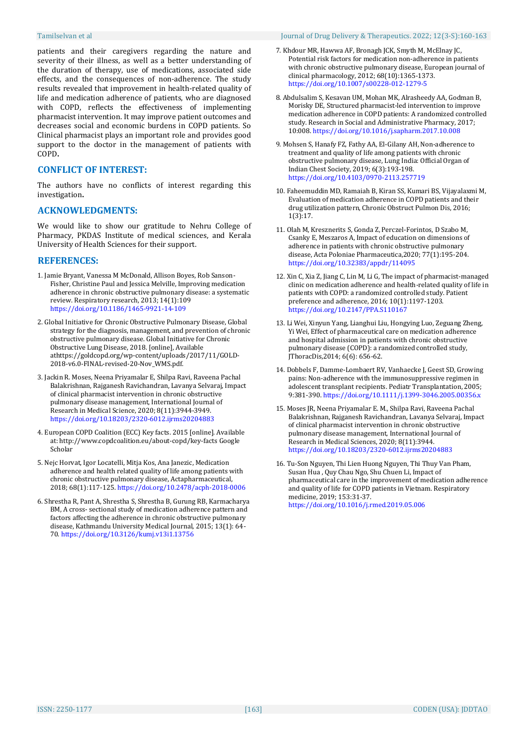patients and their caregivers regarding the nature and severity of their illness, as well as a better understanding of the duration of therapy, use of medications, associated side effects, and the consequences of non-adherence. The study results revealed that improvement in health-related quality of life and medication adherence of patients, who are diagnosed with COPD, reflects the effectiveness of implementing pharmacist intervention. It may improve patient outcomes and decreases social and economic burdens in COPD patients. So Clinical pharmacist plays an important role and provides good support to the doctor in the management of patients with COPD**.**

## CONFLICT OF INTEREST:

The authors have no conflicts of interest regarding this investigation**.**

## ACKNOWLEDGMENTS:

We would like to show our gratitude to Nehru College of Pharmacy, PKDAS Institute of medical sciences, and Kerala University of Health Sciences for their support.

## REFERENCES:

1. Jamie Bryant, Vanessa M McDonald, Allison Boyes, Rob Sanson-Fisher, Christine Paul and Jessica Melville, Improving medication adherence in chronic obstructive pulmonary disease: a systematic review. Respiratory research, 2013; 14(1):109 https://doi.org/10.1186/1465-9921-14-109
2. Global Initiative for Chronic Obstructive Pulmonary Disease, Global strategy for the diagnosis, management, and prevention of chronic obstructive pulmonary disease. Global Initiative for Chronic Obstructive Lung Disease, 2018. [online], Available athttps://goldcopd.org/wp-content/uploads/2017/11/GOLD-2018-v6.0-FINAL-revised-20-Nov_WMS.pdf.
3. Jackin R. Moses, Neena Priyamalar E, Shilpa Ravi, Raveena Pachal Balakrishnan, Rajganesh Ravichandran, Lavanya Selvaraj, Impact of clinical pharmacist intervention in chronic obstructive pulmonary disease management, International Journal of Research in Medical Science, 2020; 8(11):3944-3949. https://doi.org/10.18203/2320-6012.ijrms20204883
4. European COPD Coalition (ECC) Key facts. 2015 [online]. Available at: http://www.copdcoalition.eu/about-copd/key-facts Google Scholar
5. Nejc Horvat, Igor Locatelli, Mitja Kos, Ana Janezic, Medication adherence and health related quality of life among patients with chronic obstructive pulmonary disease, Actapharmaceutical, 2018; 68(1):117-125. https://doi.org/10.2478/acph-2018-0006
6. Shrestha R, Pant A, Shrestha S, Shrestha B, Gurung RB, Karmacharya BM, A cross- sectional study of medication adherence pattern and factors affecting the adherence in chronic obstructive pulmonary disease, Kathmandu University Medical Journal, 2015; 13(1): 64-70. https://doi.org/10.3126/kumj.v13i1.13756
7. Khdour MR, Hawwa AF, Bronagh JCK, Smyth M, McElnay JC, Potential risk factors for medication non-adherence in patients with chronic obstructive pulmonary disease, European journal of clinical pharmacology, 2012; 68(10):1365-1373. https://doi.org/10.1007/s00228-012-1279-5
8. Abdulsalim S, Kesavan UM, Mohan MK, Alrasheedy AA, Godman B, Morisky DE, Structured pharmacist-led intervention to improve medication adherence in COPD patients: A randomized controlled study. Research in Social and Administrative Pharmacy, 2017; 10:008. https://doi.org/10.1016/j.sapharm.2017.10.008
9. Mohsen S, Hanafy FZ, Fathy AA, El-Gilany AH, Non-adherence to treatment and quality of life among patients with chronic obstructive pulmonary disease, Lung India: Official Organ of Indian Chest Society, 2019; 6(3):193-198. https://doi.org/10.4103/0970-2113.257719
10. Faheemuddin MD, Ramaiah B, Kiran SS, Kumari BS, Vijayalaxmi M, Evaluation of medication adherence in COPD patients and their drug utilization pattern, Chronic Obstruct Pulmon Dis, 2016; 1(3):17.
11. Olah M, Kresznerits S, Gonda Z, Perczel-Forintos, D Szabo M, Csanky E, Meszaros A, Impact of education on dimensions of adherence in patients with chronic obstructive pulmonary disease, Acta Poloniae Pharmaceutica,2020; 77(1):195-204. https://doi.org/10.32383/appdr/114095
12. Xin C, Xia Z, Jiang C, Lin M, Li G, The impact of pharmacist-managed clinic on medication adherence and health-related quality of life in patients with COPD: a randomized controlled study. Patient preference and adherence, 2016; 10(1):1197-1203. https://doi.org/10.2147/PPA.S110167
13. Li Wei, Xinyun Yang, Lianghui Liu, Hongying Luo, Zeguang Zheng, Yi Wei, Effect of pharmaceutical care on medication adherence and hospital admission in patients with chronic obstructive pulmonary disease (COPD): a randomized controlled study, JThoracDis,2014; 6(6): 656-62.
14. Dobbels F, Damme-Lombaert RV, Vanhaecke J, Geest SD, Growing pains: Non-adherence with the immunosuppressive regimen in adolescent transplant recipients. Pediatr Transplantation, 2005; 9:381-390. https://doi.org/10.1111/j.1399-3046.2005.00356.x
15. Moses JR, Neena Priyamalar E. M., Shilpa Ravi, Raveena Pachal Balakrishnan, Rajganesh Ravichandran, Lavanya Selvaraj, Impact of clinical pharmacist intervention in chronic obstructive pulmonary disease management, International Journal of Research in Medical Sciences, 2020; 8(11):3944. https://doi.org/10.18203/2320-6012.ijrms20204883
16. Tu-Son Nguyen, Thi Lien Huong Nguyen, Thi Thuy Van Pham, Susan Hua , Quy Chau Ngo, Shu Chuen Li, Impact of pharmaceutical care in the improvement of medication adherence and quality of life for COPD patients in Vietnam. Respiratory medicine, 2019; 153:31-37. https://doi.org/10.1016/j.rmed.2019.05.006